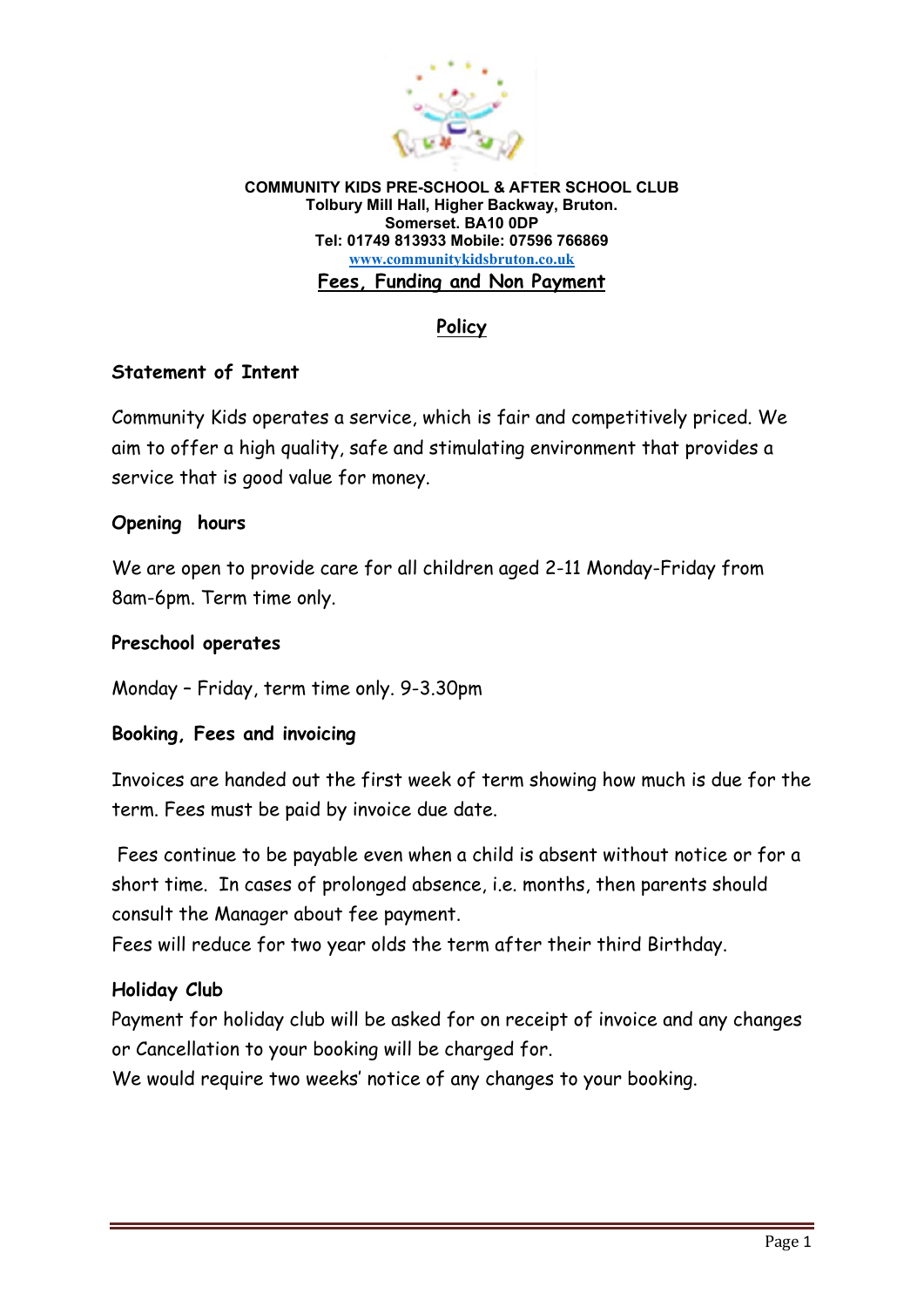**COMMUNITY KIDS PRE-SCHOOL & AFTER SCHOOL CLUB**
**Tolbury Mill Hall, Higher Backway, Bruton.**
**Somerset. BA10 0DP**
**Tel: 01749 813933 Mobile: 07596 766869**
**www.communitykidsbruton.co.uk**

# Fees, Funding and Non Payment

# Policy

## Statement of Intent

Community Kids operates a service, which is fair and competitively priced. We aim to offer a high quality, safe and stimulating environment that provides a service that is good value for money.

## Opening hours

We are open to provide care for all children aged 2-11 Monday-Friday from 8am-6pm. Term time only.

## Preschool operates

Monday – Friday, term time only. 9-3.30pm

## Booking, Fees and invoicing

Invoices are handed out the first week of term showing how much is due for the term. Fees must be paid by invoice due date.

Fees continue to be payable even when a child is absent without notice or for a short time. In cases of prolonged absence, i.e. months, then parents should consult the Manager about fee payment.
Fees will reduce for two year olds the term after their third Birthday.

## Holiday Club

Payment for holiday club will be asked for on receipt of invoice and any changes or Cancellation to your booking will be charged for.
We would require two weeks' notice of any changes to your booking.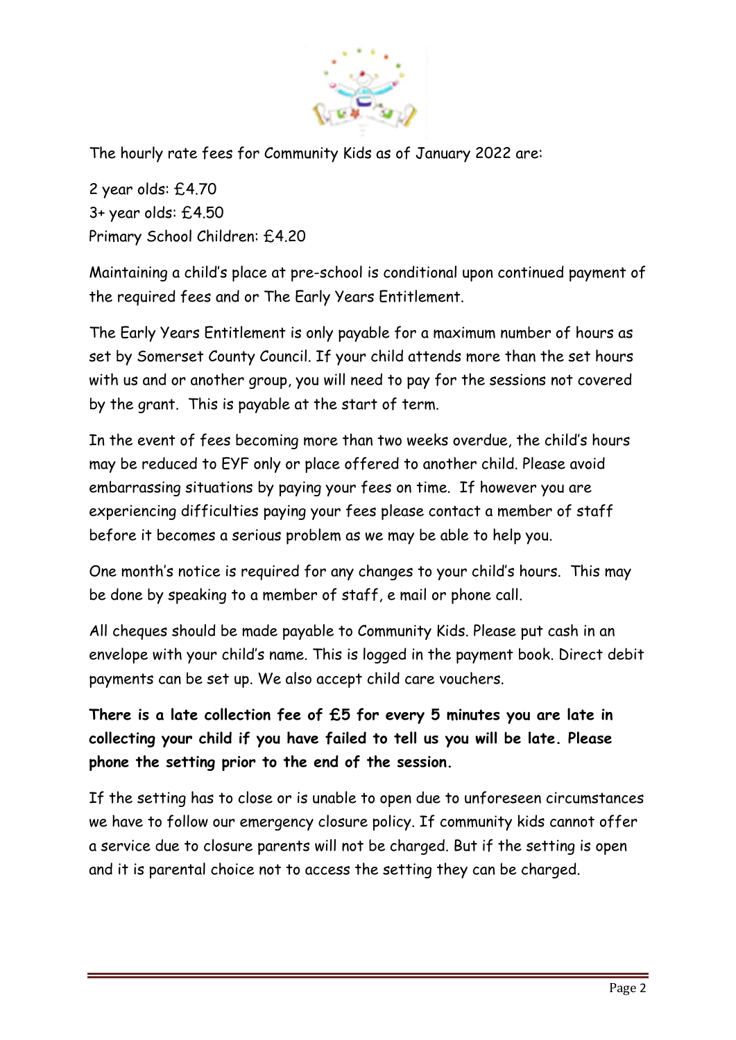The hourly rate fees for Community Kids as of January 2022 are:

2 year olds: £4.70
3+ year olds: £4.50
Primary School Children: £4.20

Maintaining a child's place at pre-school is conditional upon continued payment of the required fees and or The Early Years Entitlement.

The Early Years Entitlement is only payable for a maximum number of hours as set by Somerset County Council. If your child attends more than the set hours with us and or another group, you will need to pay for the sessions not covered by the grant. This is payable at the start of term.

In the event of fees becoming more than two weeks overdue, the child's hours may be reduced to EYF only or place offered to another child. Please avoid embarrassing situations by paying your fees on time. If however you are experiencing difficulties paying your fees please contact a member of staff before it becomes a serious problem as we may be able to help you.

One month's notice is required for any changes to your child's hours. This may be done by speaking to a member of staff, e mail or phone call.

All cheques should be made payable to Community Kids. Please put cash in an envelope with your child's name. This is logged in the payment book. Direct debit payments can be set up. We also accept child care vouchers.

**There is a late collection fee of £5 for every 5 minutes you are late in collecting your child if you have failed to tell us you will be late. Please phone the setting prior to the end of the session.**

If the setting has to close or is unable to open due to unforeseen circumstances we have to follow our emergency closure policy. If community kids cannot offer a service due to closure parents will not be charged. But if the setting is open and it is parental choice not to access the setting they can be charged.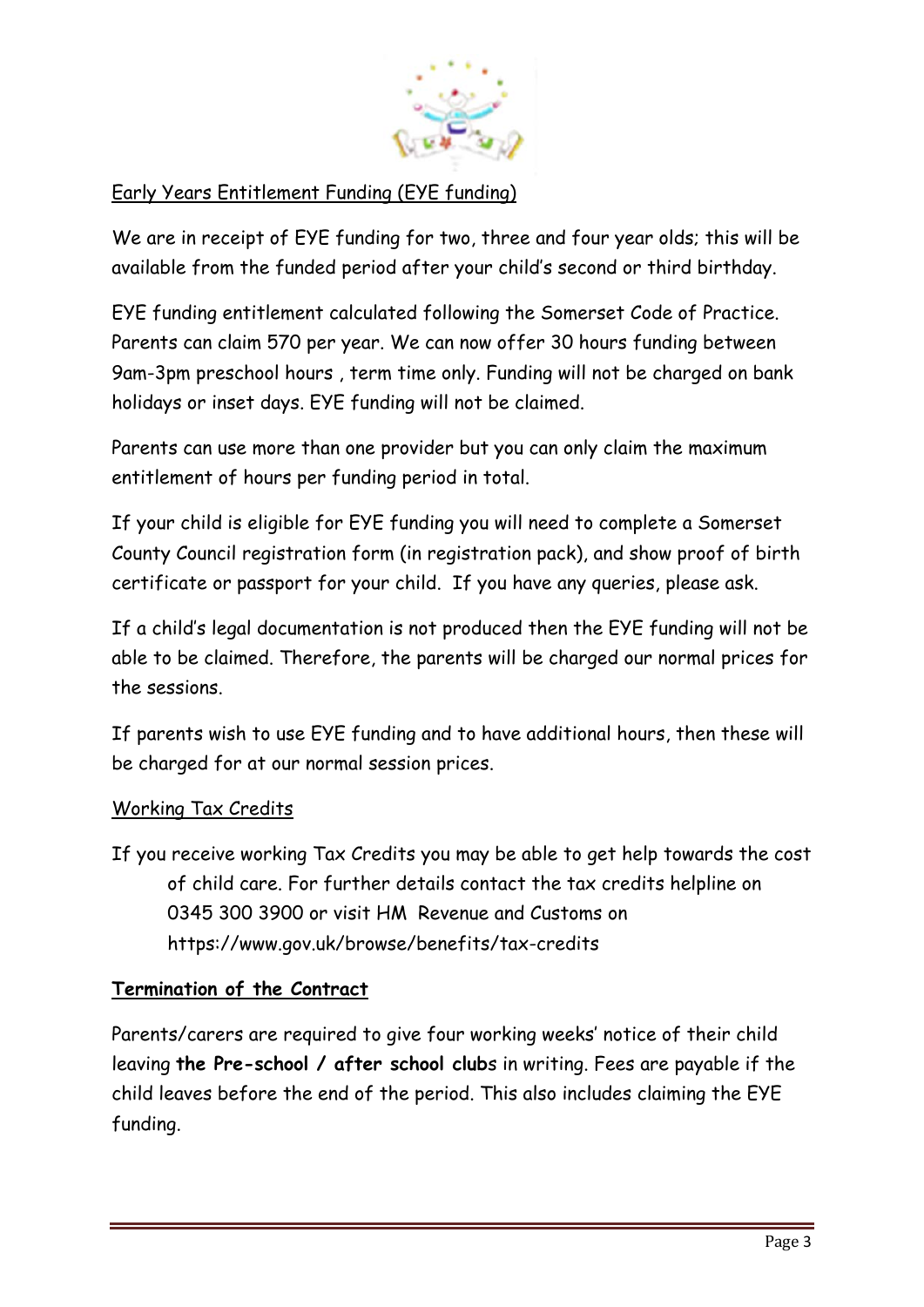<u>Early Years Entitlement Funding (EYE funding)</u>

We are in receipt of EYE funding for two, three and four year olds; this will be available from the funded period after your child's second or third birthday.

EYE funding entitlement calculated following the Somerset Code of Practice. Parents can claim 570 per year. We can now offer 30 hours funding between 9am-3pm preschool hours , term time only. Funding will not be charged on bank holidays or inset days. EYE funding will not be claimed.

Parents can use more than one provider but you can only claim the maximum entitlement of hours per funding period in total.

If your child is eligible for EYE funding you will need to complete a Somerset County Council registration form (in registration pack), and show proof of birth certificate or passport for your child. If you have any queries, please ask.

If a child's legal documentation is not produced then the EYE funding will not be able to be claimed. Therefore, the parents will be charged our normal prices for the sessions.

If parents wish to use EYE funding and to have additional hours, then these will be charged for at our normal session prices.

<u>Working Tax Credits</u>

If you receive working Tax Credits you may be able to get help towards the cost of child care. For further details contact the tax credits helpline on 0345 300 3900 or visit HM Revenue and Customs on https://www.gov.uk/browse/benefits/tax-credits

**<u>Termination of the Contract</u>**

Parents/carers are required to give four working weeks' notice of their child leaving **the Pre-school / after school club**s in writing. Fees are payable if the child leaves before the end of the period. This also includes claiming the EYE funding.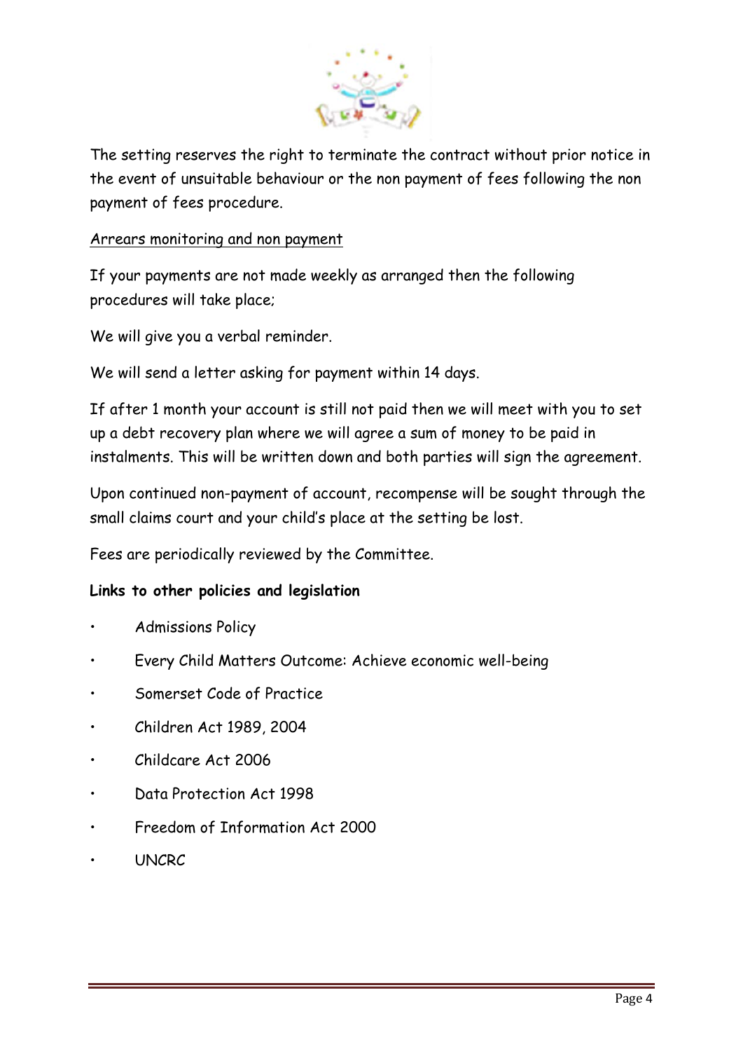The setting reserves the right to terminate the contract without prior notice in the event of unsuitable behaviour or the non payment of fees following the non payment of fees procedure.

<u>Arrears monitoring and non payment</u>

If your payments are not made weekly as arranged then the following procedures will take place;

We will give you a verbal reminder.

We will send a letter asking for payment within 14 days.

If after 1 month your account is still not paid then we will meet with you to set up a debt recovery plan where we will agree a sum of money to be paid in instalments. This will be written down and both parties will sign the agreement.

Upon continued non-payment of account, recompense will be sought through the small claims court and your child's place at the setting be lost.

Fees are periodically reviewed by the Committee.

**Links to other policies and legislation**

- Admissions Policy
- Every Child Matters Outcome: Achieve economic well-being
- Somerset Code of Practice
- Children Act 1989, 2004
- Childcare Act 2006
- Data Protection Act 1998
- Freedom of Information Act 2000
- UNCRC